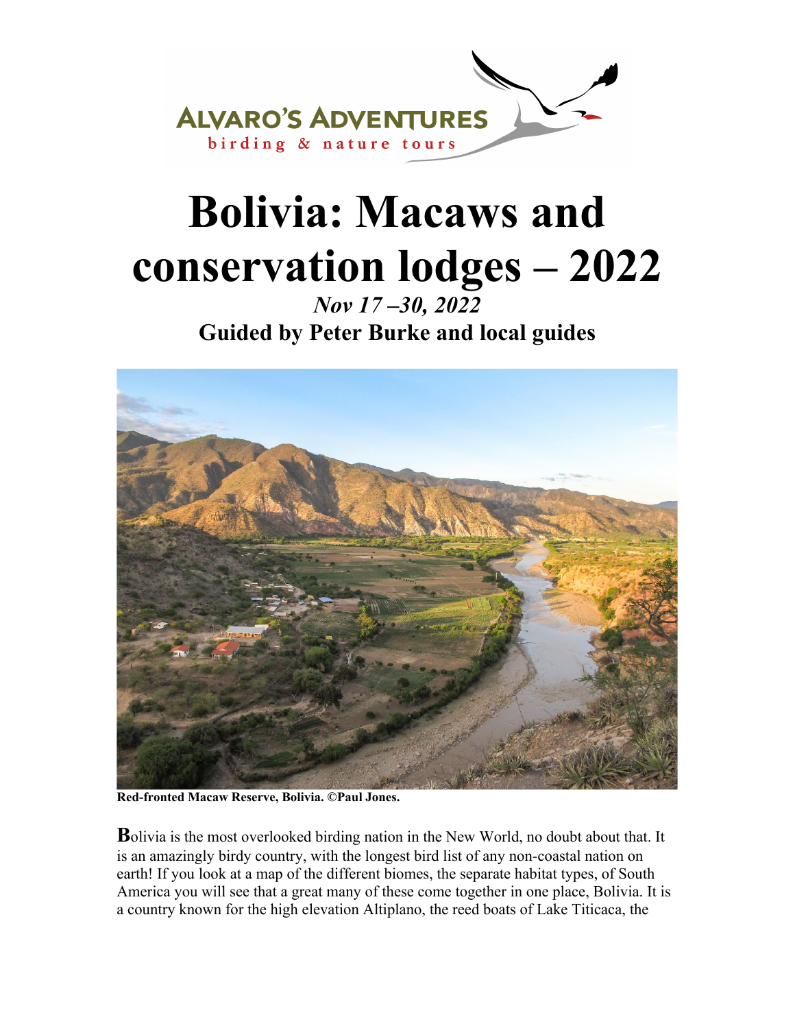# Bolivia: Macaws and conservation lodges – 2022

*Nov 17 –30, 2022*

**Guided by Peter Burke and local guides**

**Red-fronted Macaw Reserve, Bolivia. ©Paul Jones.**

**B**olivia is the most overlooked birding nation in the New World, no doubt about that. It is an amazingly birdy country, with the longest bird list of any non-coastal nation on earth! If you look at a map of the different biomes, the separate habitat types, of South America you will see that a great many of these come together in one place, Bolivia. It is a country known for the high elevation Altiplano, the reed boats of Lake Titicaca, the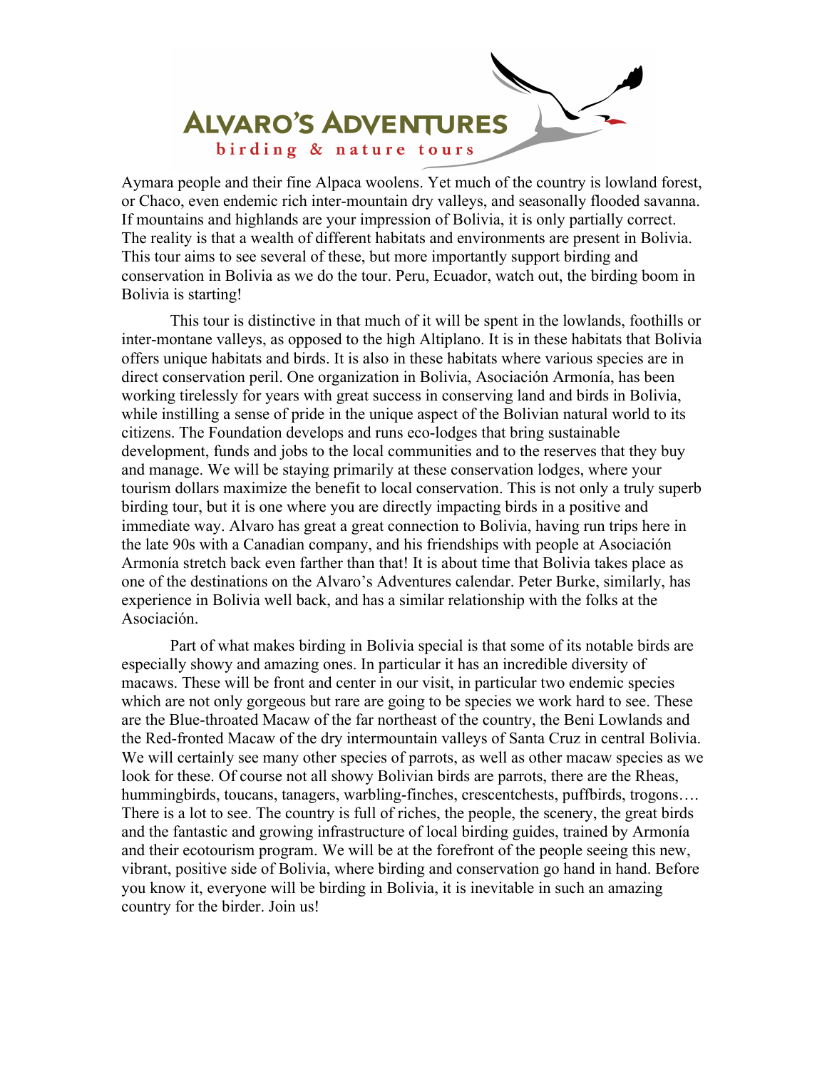Aymara people and their fine Alpaca woolens. Yet much of the country is lowland forest, or Chaco, even endemic rich inter-mountain dry valleys, and seasonally flooded savanna. If mountains and highlands are your impression of Bolivia, it is only partially correct. The reality is that a wealth of different habitats and environments are present in Bolivia. This tour aims to see several of these, but more importantly support birding and conservation in Bolivia as we do the tour. Peru, Ecuador, watch out, the birding boom in Bolivia is starting!

This tour is distinctive in that much of it will be spent in the lowlands, foothills or inter-montane valleys, as opposed to the high Altiplano. It is in these habitats that Bolivia offers unique habitats and birds. It is also in these habitats where various species are in direct conservation peril. One organization in Bolivia, Asociación Armonía, has been working tirelessly for years with great success in conserving land and birds in Bolivia, while instilling a sense of pride in the unique aspect of the Bolivian natural world to its citizens. The Foundation develops and runs eco-lodges that bring sustainable development, funds and jobs to the local communities and to the reserves that they buy and manage. We will be staying primarily at these conservation lodges, where your tourism dollars maximize the benefit to local conservation. This is not only a truly superb birding tour, but it is one where you are directly impacting birds in a positive and immediate way. Alvaro has great a great connection to Bolivia, having run trips here in the late 90s with a Canadian company, and his friendships with people at Asociación Armonía stretch back even farther than that! It is about time that Bolivia takes place as one of the destinations on the Alvaro's Adventures calendar. Peter Burke, similarly, has experience in Bolivia well back, and has a similar relationship with the folks at the Asociación.

Part of what makes birding in Bolivia special is that some of its notable birds are especially showy and amazing ones. In particular it has an incredible diversity of macaws. These will be front and center in our visit, in particular two endemic species which are not only gorgeous but rare are going to be species we work hard to see. These are the Blue-throated Macaw of the far northeast of the country, the Beni Lowlands and the Red-fronted Macaw of the dry intermountain valleys of Santa Cruz in central Bolivia. We will certainly see many other species of parrots, as well as other macaw species as we look for these. Of course not all showy Bolivian birds are parrots, there are the Rheas, hummingbirds, toucans, tanagers, warbling-finches, crescentchests, puffbirds, trogons…. There is a lot to see. The country is full of riches, the people, the scenery, the great birds and the fantastic and growing infrastructure of local birding guides, trained by Armonía and their ecotourism program. We will be at the forefront of the people seeing this new, vibrant, positive side of Bolivia, where birding and conservation go hand in hand. Before you know it, everyone will be birding in Bolivia, it is inevitable in such an amazing country for the birder. Join us!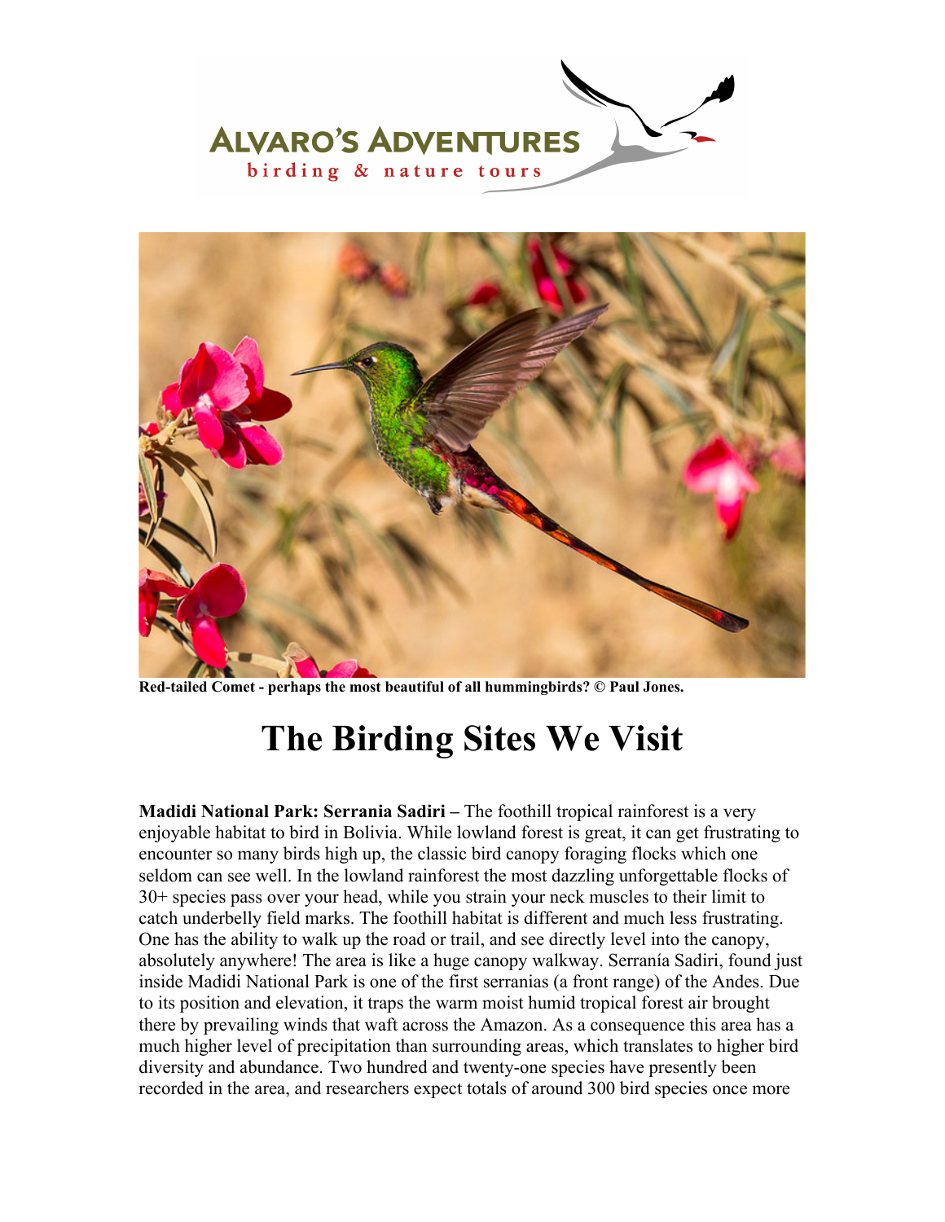Red-tailed Comet - perhaps the most beautiful of all hummingbirds? © Paul Jones.

# The Birding Sites We Visit

**Madidi National Park: Serrania Sadiri –** The foothill tropical rainforest is a very enjoyable habitat to bird in Bolivia. While lowland forest is great, it can get frustrating to encounter so many birds high up, the classic bird canopy foraging flocks which one seldom can see well. In the lowland rainforest the most dazzling unforgettable flocks of 30+ species pass over your head, while you strain your neck muscles to their limit to catch underbelly field marks. The foothill habitat is different and much less frustrating. One has the ability to walk up the road or trail, and see directly level into the canopy, absolutely anywhere! The area is like a huge canopy walkway. Serranía Sadiri, found just inside Madidi National Park is one of the first serranias (a front range) of the Andes. Due to its position and elevation, it traps the warm moist humid tropical forest air brought there by prevailing winds that waft across the Amazon. As a consequence this area has a much higher level of precipitation than surrounding areas, which translates to higher bird diversity and abundance. Two hundred and twenty-one species have presently been recorded in the area, and researchers expect totals of around 300 bird species once more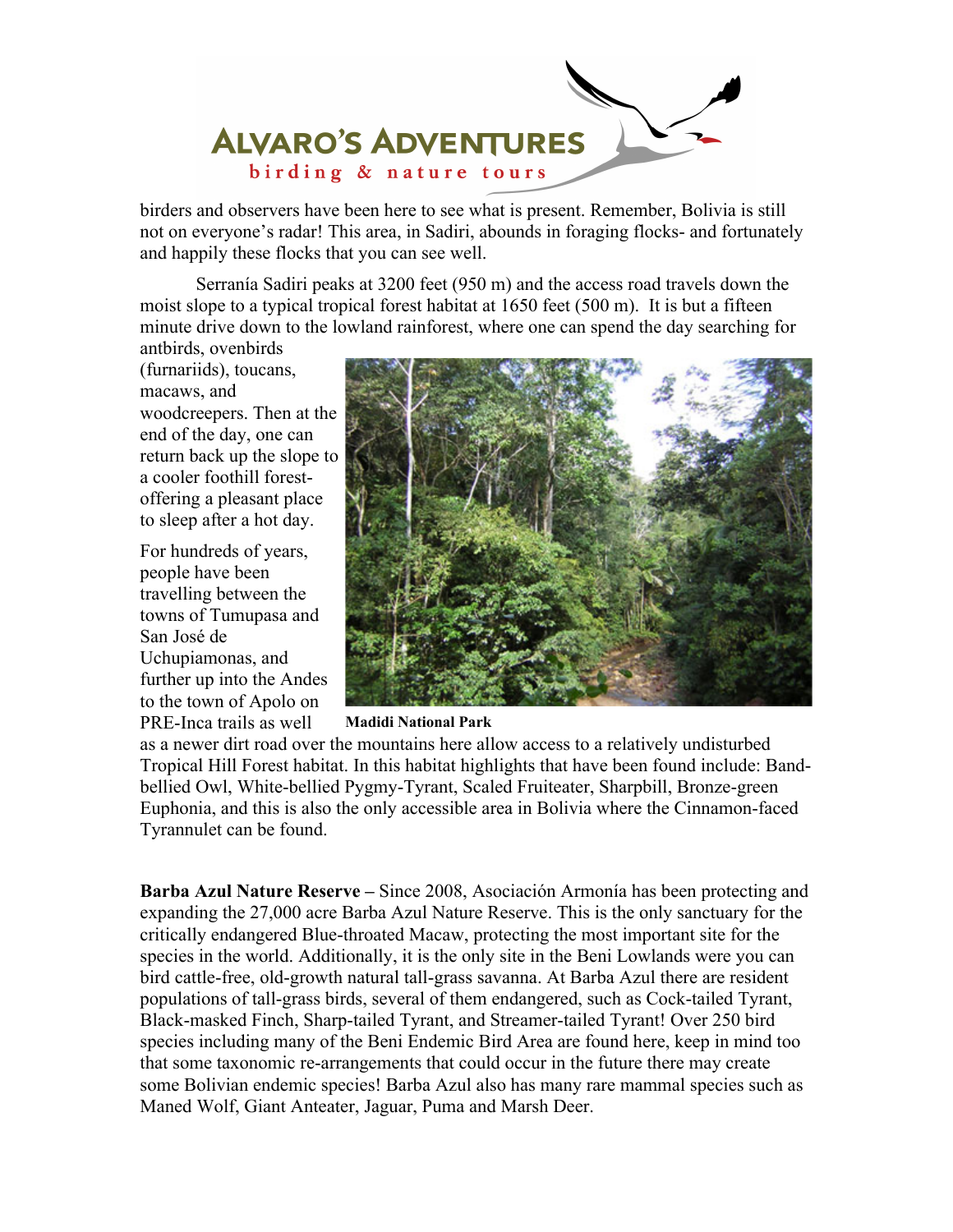birders and observers have been here to see what is present. Remember, Bolivia is still not on everyone's radar! This area, in Sadiri, abounds in foraging flocks- and fortunately and happily these flocks that you can see well.

Serranía Sadiri peaks at 3200 feet (950 m) and the access road travels down the moist slope to a typical tropical forest habitat at 1650 feet (500 m). It is but a fifteen minute drive down to the lowland rainforest, where one can spend the day searching for antbirds, ovenbirds (furnariids), toucans, macaws, and woodcreepers. Then at the end of the day, one can return back up the slope to a cooler foothill forest- offering a pleasant place to sleep after a hot day.

For hundreds of years, people have been travelling between the towns of Tumupasa and San José de Uchupiamonas, and further up into the Andes to the town of Apolo on PRE-Inca trails as well as a newer dirt road over the mountains here allow access to a relatively undisturbed Tropical Hill Forest habitat. In this habitat highlights that have been found include: Band-bellied Owl, White-bellied Pygmy-Tyrant, Scaled Fruiteater, Sharpbill, Bronze-green Euphonia, and this is also the only accessible area in Bolivia where the Cinnamon-faced Tyrannulet can be found.

**Madidi National Park**

**Barba Azul Nature Reserve –** Since 2008, Asociación Armonía has been protecting and expanding the 27,000 acre Barba Azul Nature Reserve. This is the only sanctuary for the critically endangered Blue-throated Macaw, protecting the most important site for the species in the world. Additionally, it is the only site in the Beni Lowlands were you can bird cattle-free, old-growth natural tall-grass savanna. At Barba Azul there are resident populations of tall-grass birds, several of them endangered, such as Cock-tailed Tyrant, Black-masked Finch, Sharp-tailed Tyrant, and Streamer-tailed Tyrant! Over 250 bird species including many of the Beni Endemic Bird Area are found here, keep in mind too that some taxonomic re-arrangements that could occur in the future there may create some Bolivian endemic species! Barba Azul also has many rare mammal species such as Maned Wolf, Giant Anteater, Jaguar, Puma and Marsh Deer.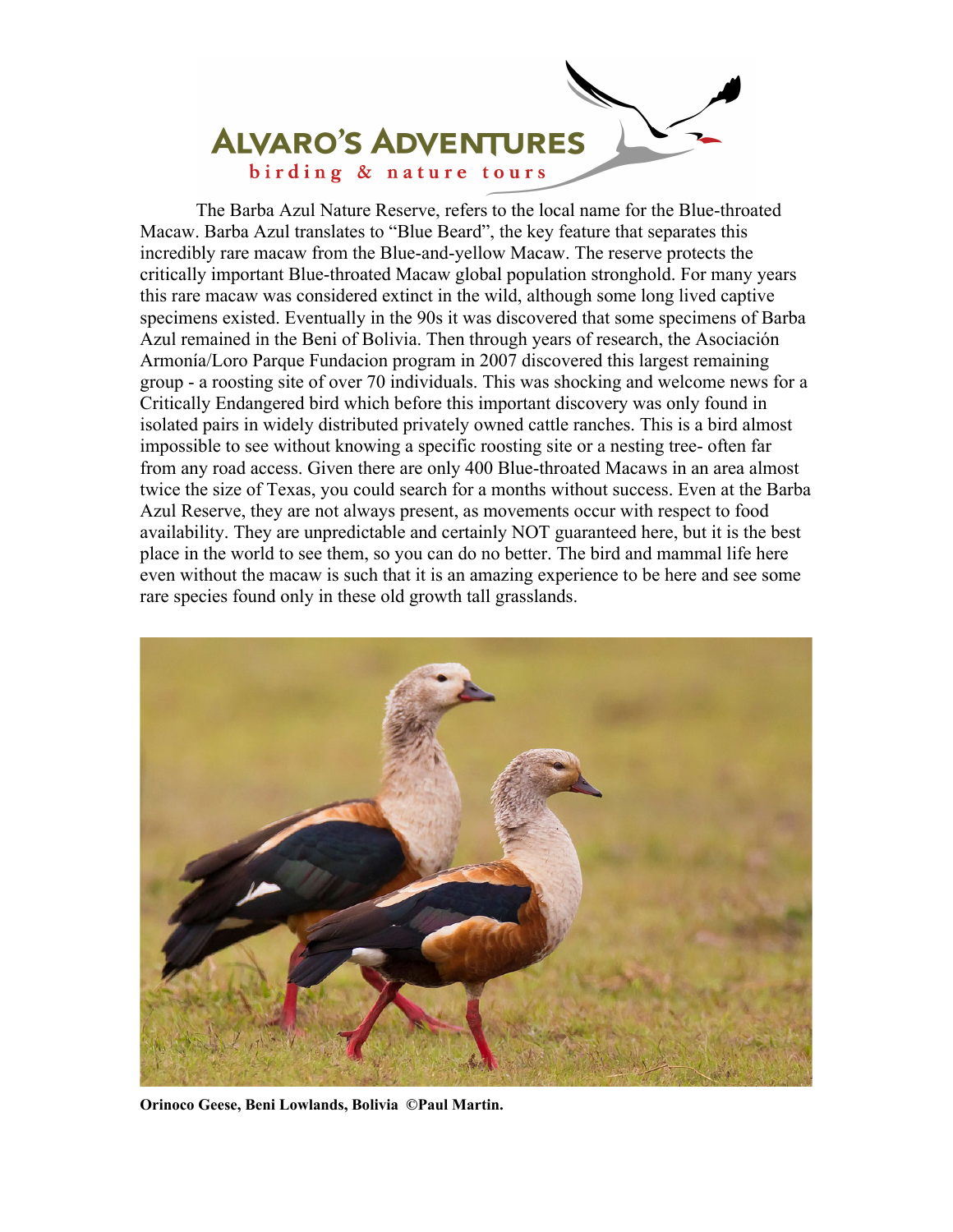The Barba Azul Nature Reserve, refers to the local name for the Blue-throated Macaw. Barba Azul translates to "Blue Beard", the key feature that separates this incredibly rare macaw from the Blue-and-yellow Macaw. The reserve protects the critically important Blue-throated Macaw global population stronghold. For many years this rare macaw was considered extinct in the wild, although some long lived captive specimens existed. Eventually in the 90s it was discovered that some specimens of Barba Azul remained in the Beni of Bolivia. Then through years of research, the Asociación Armonía/Loro Parque Fundacion program in 2007 discovered this largest remaining group - a roosting site of over 70 individuals. This was shocking and welcome news for a Critically Endangered bird which before this important discovery was only found in isolated pairs in widely distributed privately owned cattle ranches. This is a bird almost impossible to see without knowing a specific roosting site or a nesting tree- often far from any road access. Given there are only 400 Blue-throated Macaws in an area almost twice the size of Texas, you could search for a months without success. Even at the Barba Azul Reserve, they are not always present, as movements occur with respect to food availability. They are unpredictable and certainly NOT guaranteed here, but it is the best place in the world to see them, so you can do no better. The bird and mammal life here even without the macaw is such that it is an amazing experience to be here and see some rare species found only in these old growth tall grasslands.

**Orinoco Geese, Beni Lowlands, Bolivia ©Paul Martin.**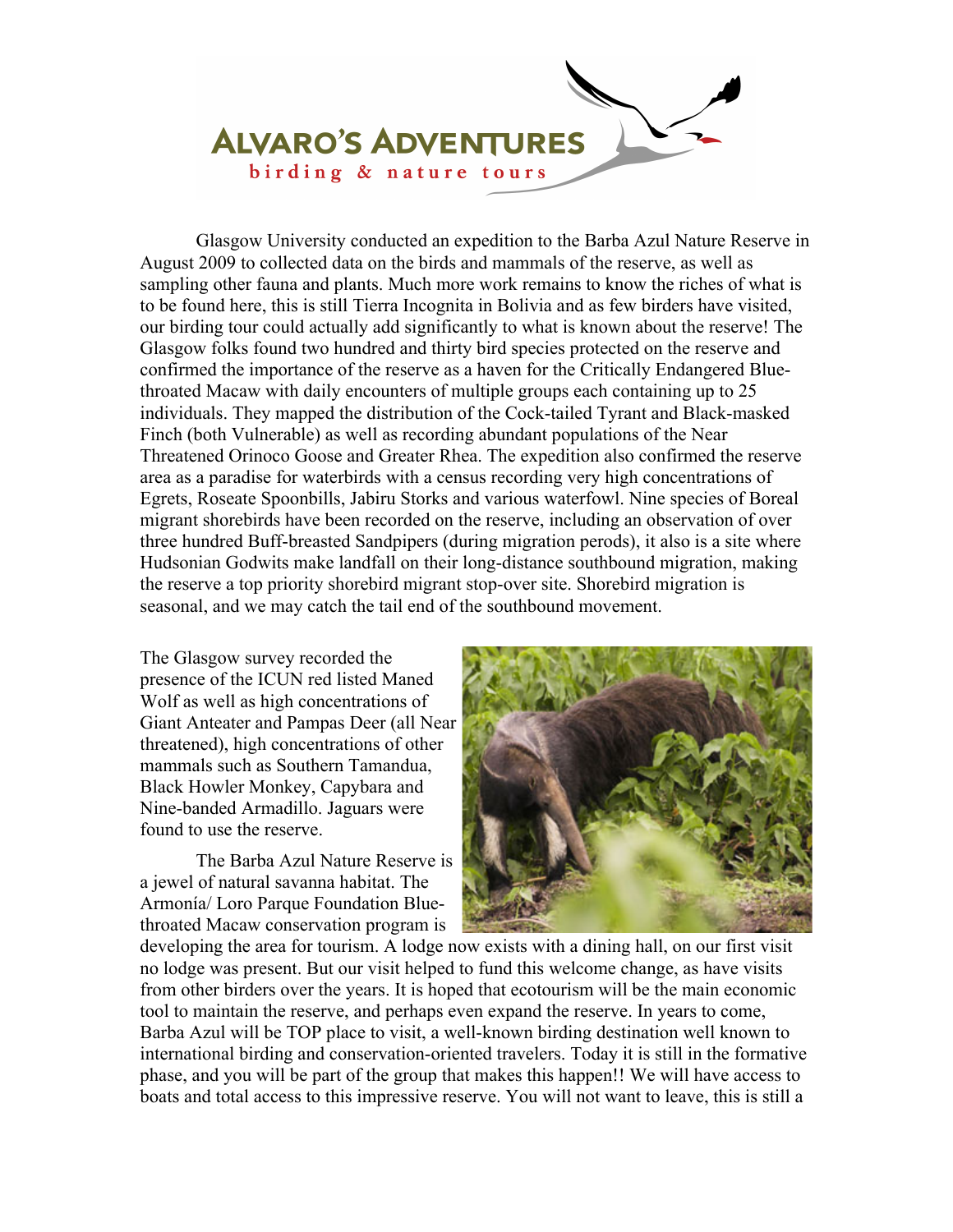Glasgow University conducted an expedition to the Barba Azul Nature Reserve in August 2009 to collected data on the birds and mammals of the reserve, as well as sampling other fauna and plants. Much more work remains to know the riches of what is to be found here, this is still Tierra Incognita in Bolivia and as few birders have visited, our birding tour could actually add significantly to what is known about the reserve! The Glasgow folks found two hundred and thirty bird species protected on the reserve and confirmed the importance of the reserve as a haven for the Critically Endangered Blue-throated Macaw with daily encounters of multiple groups each containing up to 25 individuals. They mapped the distribution of the Cock-tailed Tyrant and Black-masked Finch (both Vulnerable) as well as recording abundant populations of the Near Threatened Orinoco Goose and Greater Rhea. The expedition also confirmed the reserve area as a paradise for waterbirds with a census recording very high concentrations of Egrets, Roseate Spoonbills, Jabiru Storks and various waterfowl. Nine species of Boreal migrant shorebirds have been recorded on the reserve, including an observation of over three hundred Buff-breasted Sandpipers (during migration perods), it also is a site where Hudsonian Godwits make landfall on their long-distance southbound migration, making the reserve a top priority shorebird migrant stop-over site. Shorebird migration is seasonal, and we may catch the tail end of the southbound movement.

The Glasgow survey recorded the presence of the ICUN red listed Maned Wolf as well as high concentrations of Giant Anteater and Pampas Deer (all Near threatened), high concentrations of other mammals such as Southern Tamandua, Black Howler Monkey, Capybara and Nine-banded Armadillo. Jaguars were found to use the reserve.

The Barba Azul Nature Reserve is a jewel of natural savanna habitat. The Armonía/ Loro Parque Foundation Blue-throated Macaw conservation program is developing the area for tourism. A lodge now exists with a dining hall, on our first visit no lodge was present. But our visit helped to fund this welcome change, as have visits from other birders over the years. It is hoped that ecotourism will be the main economic tool to maintain the reserve, and perhaps even expand the reserve. In years to come, Barba Azul will be TOP place to visit, a well-known birding destination well known to international birding and conservation-oriented travelers. Today it is still in the formative phase, and you will be part of the group that makes this happen!! We will have access to boats and total access to this impressive reserve. You will not want to leave, this is still a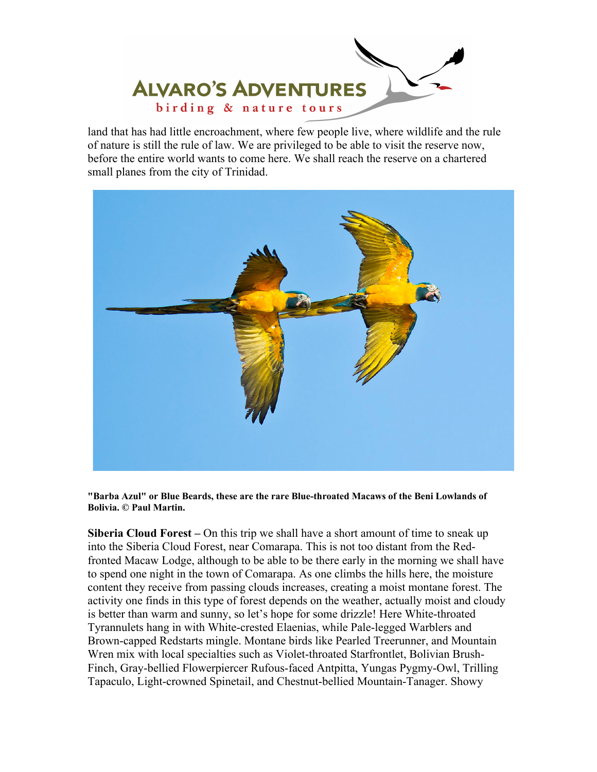land that has had little encroachment, where few people live, where wildlife and the rule of nature is still the rule of law. We are privileged to be able to visit the reserve now, before the entire world wants to come here. We shall reach the reserve on a chartered small planes from the city of Trinidad.

**"Barba Azul" or Blue Beards, these are the rare Blue-throated Macaws of the Beni Lowlands of Bolivia. © Paul Martin.**

**Siberia Cloud Forest –** On this trip we shall have a short amount of time to sneak up into the Siberia Cloud Forest, near Comarapa. This is not too distant from the Red-fronted Macaw Lodge, although to be able to be there early in the morning we shall have to spend one night in the town of Comarapa. As one climbs the hills here, the moisture content they receive from passing clouds increases, creating a moist montane forest. The activity one finds in this type of forest depends on the weather, actually moist and cloudy is better than warm and sunny, so let's hope for some drizzle! Here White-throated Tyrannulets hang in with White-crested Elaenias, while Pale-legged Warblers and Brown-capped Redstarts mingle. Montane birds like Pearled Treerunner, and Mountain Wren mix with local specialties such as Violet-throated Starfrontlet, Bolivian Brush-Finch, Gray-bellied Flowerpiercer Rufous-faced Antpitta, Yungas Pygmy-Owl, Trilling Tapaculo, Light-crowned Spinetail, and Chestnut-bellied Mountain-Tanager. Showy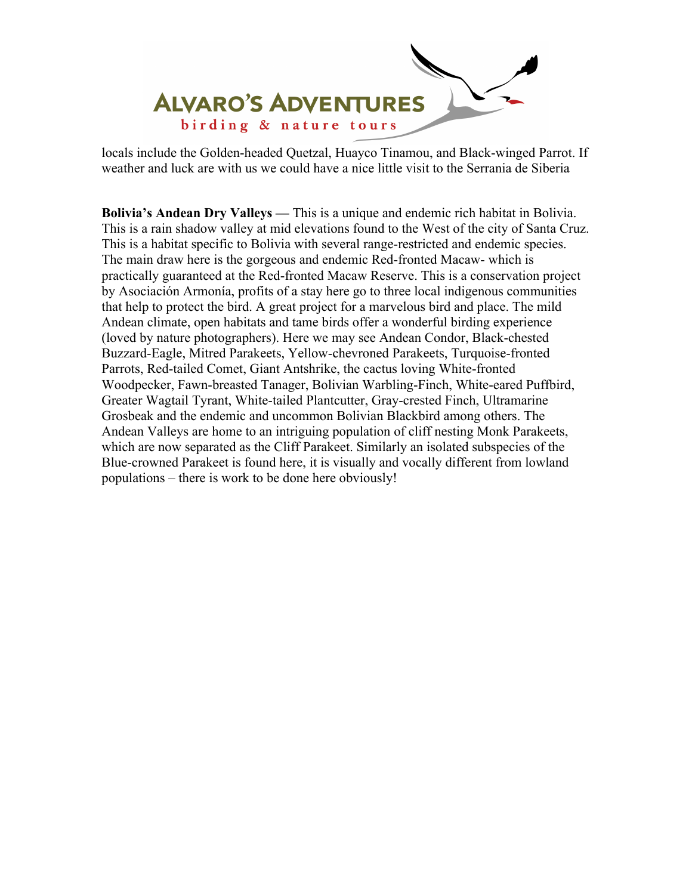locals include the Golden-headed Quetzal, Huayco Tinamou, and Black-winged Parrot. If weather and luck are with us we could have a nice little visit to the Serrania de Siberia

**Bolivia's Andean Dry Valleys —** This is a unique and endemic rich habitat in Bolivia. This is a rain shadow valley at mid elevations found to the West of the city of Santa Cruz. This is a habitat specific to Bolivia with several range-restricted and endemic species. The main draw here is the gorgeous and endemic Red-fronted Macaw- which is practically guaranteed at the Red-fronted Macaw Reserve. This is a conservation project by Asociación Armonía, profits of a stay here go to three local indigenous communities that help to protect the bird. A great project for a marvelous bird and place. The mild Andean climate, open habitats and tame birds offer a wonderful birding experience (loved by nature photographers). Here we may see Andean Condor, Black-chested Buzzard-Eagle, Mitred Parakeets, Yellow-chevroned Parakeets, Turquoise-fronted Parrots, Red-tailed Comet, Giant Antshrike, the cactus loving White-fronted Woodpecker, Fawn-breasted Tanager, Bolivian Warbling-Finch, White-eared Puffbird, Greater Wagtail Tyrant, White-tailed Plantcutter, Gray-crested Finch, Ultramarine Grosbeak and the endemic and uncommon Bolivian Blackbird among others. The Andean Valleys are home to an intriguing population of cliff nesting Monk Parakeets, which are now separated as the Cliff Parakeet. Similarly an isolated subspecies of the Blue-crowned Parakeet is found here, it is visually and vocally different from lowland populations – there is work to be done here obviously!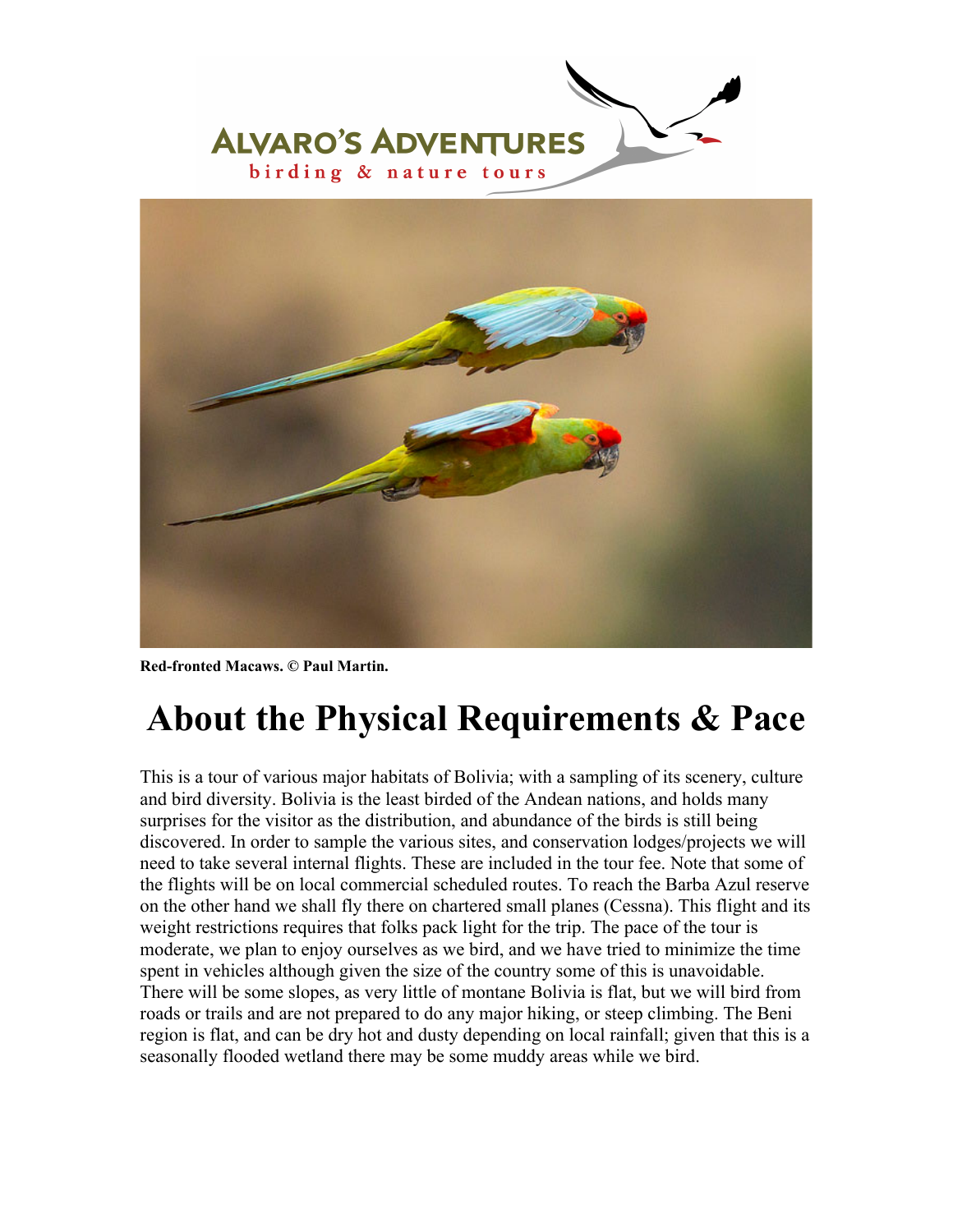Red-fronted Macaws. © Paul Martin.

# About the Physical Requirements & Pace

This is a tour of various major habitats of Bolivia; with a sampling of its scenery, culture and bird diversity. Bolivia is the least birded of the Andean nations, and holds many surprises for the visitor as the distribution, and abundance of the birds is still being discovered. In order to sample the various sites, and conservation lodges/projects we will need to take several internal flights. These are included in the tour fee. Note that some of the flights will be on local commercial scheduled routes. To reach the Barba Azul reserve on the other hand we shall fly there on chartered small planes (Cessna). This flight and its weight restrictions requires that folks pack light for the trip. The pace of the tour is moderate, we plan to enjoy ourselves as we bird, and we have tried to minimize the time spent in vehicles although given the size of the country some of this is unavoidable. There will be some slopes, as very little of montane Bolivia is flat, but we will bird from roads or trails and are not prepared to do any major hiking, or steep climbing. The Beni region is flat, and can be dry hot and dusty depending on local rainfall; given that this is a seasonally flooded wetland there may be some muddy areas while we bird.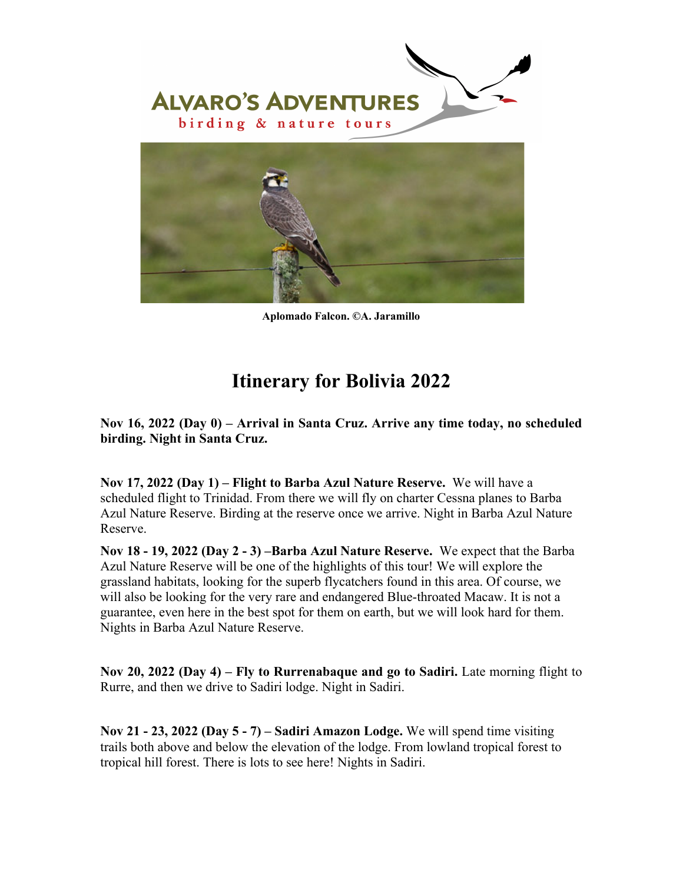ALVARO'S ADVENTURES

birding & nature tours

Aplomado Falcon. ©A. Jaramillo

# Itinerary for Bolivia 2022

**Nov 16, 2022 (Day 0) – Arrival in Santa Cruz. Arrive any time today, no scheduled birding. Night in Santa Cruz.**

**Nov 17, 2022 (Day 1) – Flight to Barba Azul Nature Reserve.** We will have a scheduled flight to Trinidad. From there we will fly on charter Cessna planes to Barba Azul Nature Reserve. Birding at the reserve once we arrive. Night in Barba Azul Nature Reserve.

**Nov 18 - 19, 2022 (Day 2 - 3) –Barba Azul Nature Reserve.** We expect that the Barba Azul Nature Reserve will be one of the highlights of this tour! We will explore the grassland habitats, looking for the superb flycatchers found in this area. Of course, we will also be looking for the very rare and endangered Blue-throated Macaw. It is not a guarantee, even here in the best spot for them on earth, but we will look hard for them. Nights in Barba Azul Nature Reserve.

**Nov 20, 2022 (Day 4) – Fly to Rurrenabaque and go to Sadiri.** Late morning flight to Rurre, and then we drive to Sadiri lodge. Night in Sadiri.

**Nov 21 - 23, 2022 (Day 5 - 7) – Sadiri Amazon Lodge.** We will spend time visiting trails both above and below the elevation of the lodge. From lowland tropical forest to tropical hill forest. There is lots to see here! Nights in Sadiri.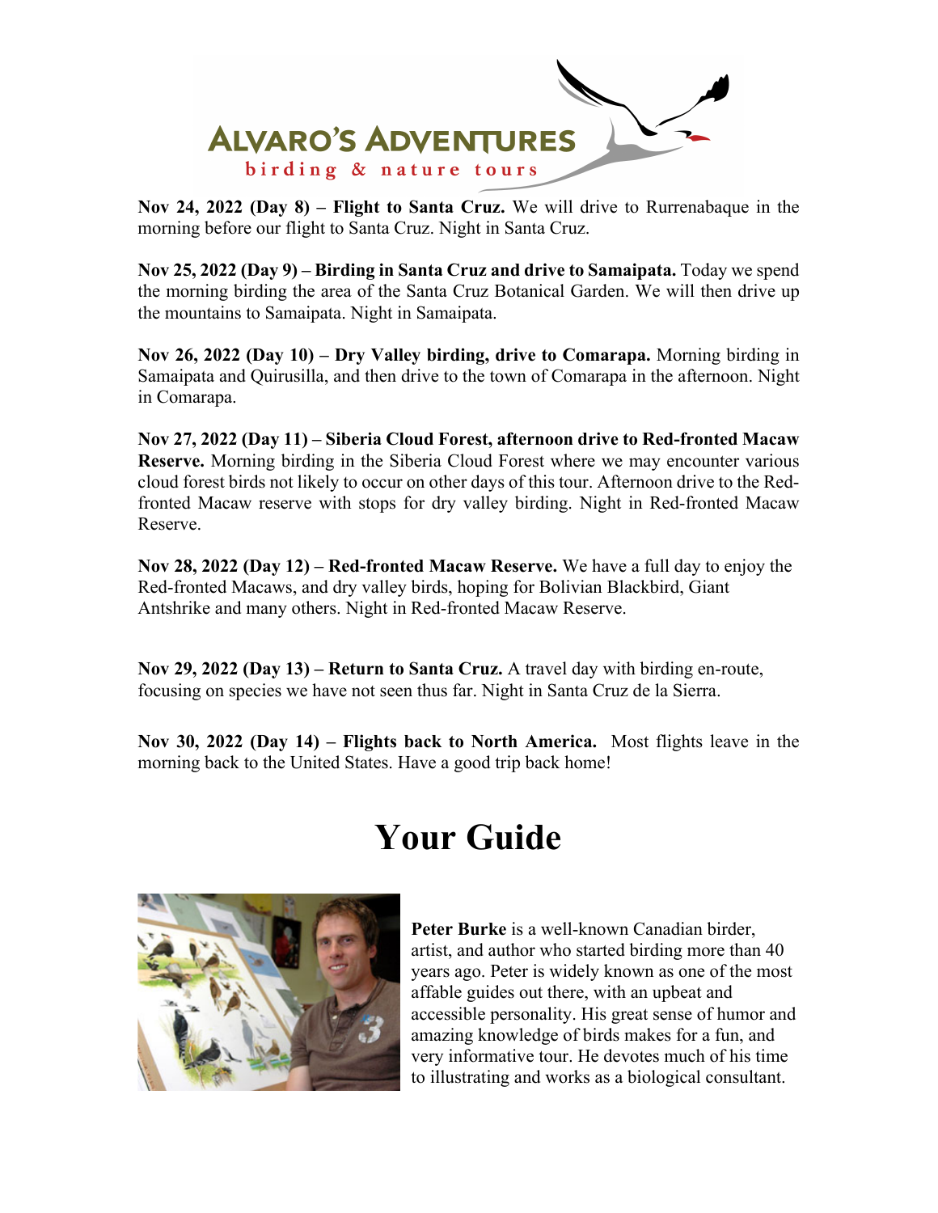**Nov 24, 2022 (Day 8) – Flight to Santa Cruz.** We will drive to Rurrenabaque in the morning before our flight to Santa Cruz. Night in Santa Cruz.

**Nov 25, 2022 (Day 9) – Birding in Santa Cruz and drive to Samaipata.** Today we spend the morning birding the area of the Santa Cruz Botanical Garden. We will then drive up the mountains to Samaipata. Night in Samaipata.

**Nov 26, 2022 (Day 10) – Dry Valley birding, drive to Comarapa.** Morning birding in Samaipata and Quirusilla, and then drive to the town of Comarapa in the afternoon. Night in Comarapa.

**Nov 27, 2022 (Day 11) – Siberia Cloud Forest, afternoon drive to Red-fronted Macaw Reserve.** Morning birding in the Siberia Cloud Forest where we may encounter various cloud forest birds not likely to occur on other days of this tour. Afternoon drive to the Red-fronted Macaw reserve with stops for dry valley birding. Night in Red-fronted Macaw Reserve.

**Nov 28, 2022 (Day 12) – Red-fronted Macaw Reserve.** We have a full day to enjoy the Red-fronted Macaws, and dry valley birds, hoping for Bolivian Blackbird, Giant Antshrike and many others. Night in Red-fronted Macaw Reserve.

**Nov 29, 2022 (Day 13) – Return to Santa Cruz.** A travel day with birding en-route, focusing on species we have not seen thus far. Night in Santa Cruz de la Sierra.

**Nov 30, 2022 (Day 14) – Flights back to North America.** Most flights leave in the morning back to the United States. Have a good trip back home!

# Your Guide

**Peter Burke** is a well-known Canadian birder, artist, and author who started birding more than 40 years ago. Peter is widely known as one of the most affable guides out there, with an upbeat and accessible personality. His great sense of humor and amazing knowledge of birds makes for a fun, and very informative tour. He devotes much of his time to illustrating and works as a biological consultant.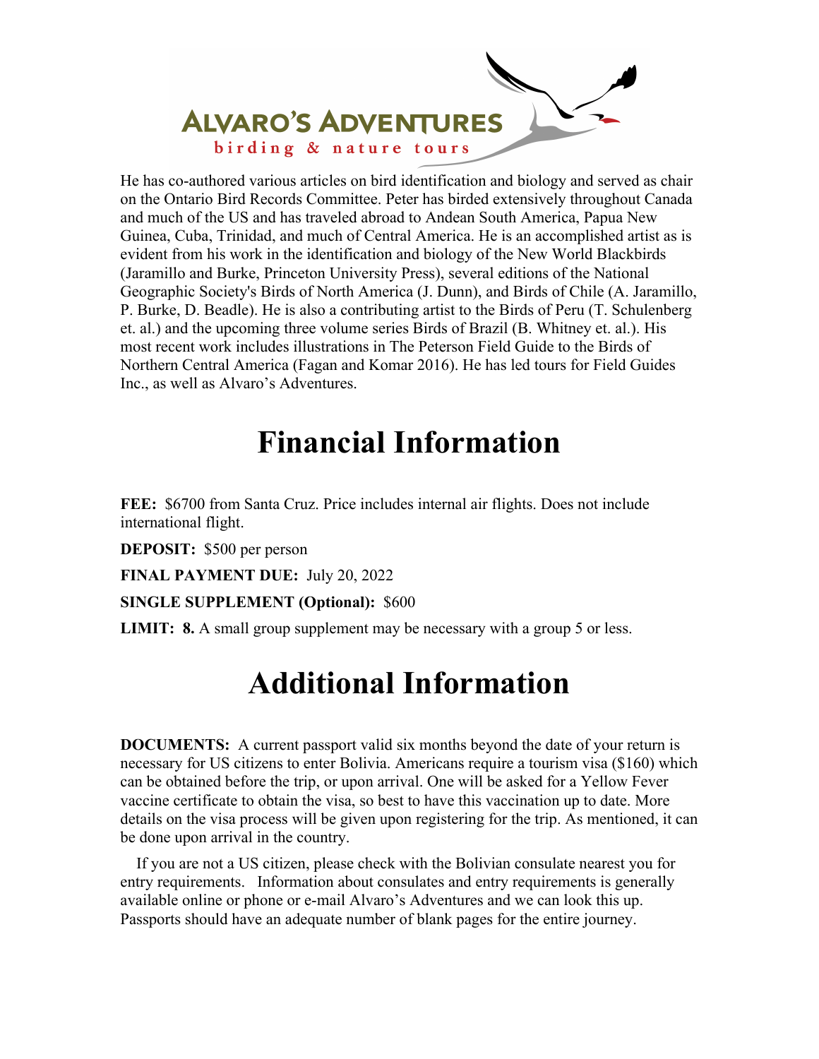He has co-authored various articles on bird identification and biology and served as chair on the Ontario Bird Records Committee. Peter has birded extensively throughout Canada and much of the US and has traveled abroad to Andean South America, Papua New Guinea, Cuba, Trinidad, and much of Central America. He is an accomplished artist as is evident from his work in the identification and biology of the New World Blackbirds (Jaramillo and Burke, Princeton University Press), several editions of the National Geographic Society's Birds of North America (J. Dunn), and Birds of Chile (A. Jaramillo, P. Burke, D. Beadle). He is also a contributing artist to the Birds of Peru (T. Schulenberg et. al.) and the upcoming three volume series Birds of Brazil (B. Whitney et. al.). His most recent work includes illustrations in The Peterson Field Guide to the Birds of Northern Central America (Fagan and Komar 2016). He has led tours for Field Guides Inc., as well as Alvaro's Adventures.

# Financial Information

**FEE:** $6700 from Santa Cruz. Price includes internal air flights. Does not include international flight.

**DEPOSIT:** $500 per person

**FINAL PAYMENT DUE:** July 20, 2022

**SINGLE SUPPLEMENT (Optional):** $600

**LIMIT: 8.** A small group supplement may be necessary with a group 5 or less.

# Additional Information

**DOCUMENTS:** A current passport valid six months beyond the date of your return is necessary for US citizens to enter Bolivia. Americans require a tourism visa ($160) which can be obtained before the trip, or upon arrival. One will be asked for a Yellow Fever vaccine certificate to obtain the visa, so best to have this vaccination up to date. More details on the visa process will be given upon registering for the trip. As mentioned, it can be done upon arrival in the country.

If you are not a US citizen, please check with the Bolivian consulate nearest you for entry requirements. Information about consulates and entry requirements is generally available online or phone or e-mail Alvaro's Adventures and we can look this up. Passports should have an adequate number of blank pages for the entire journey.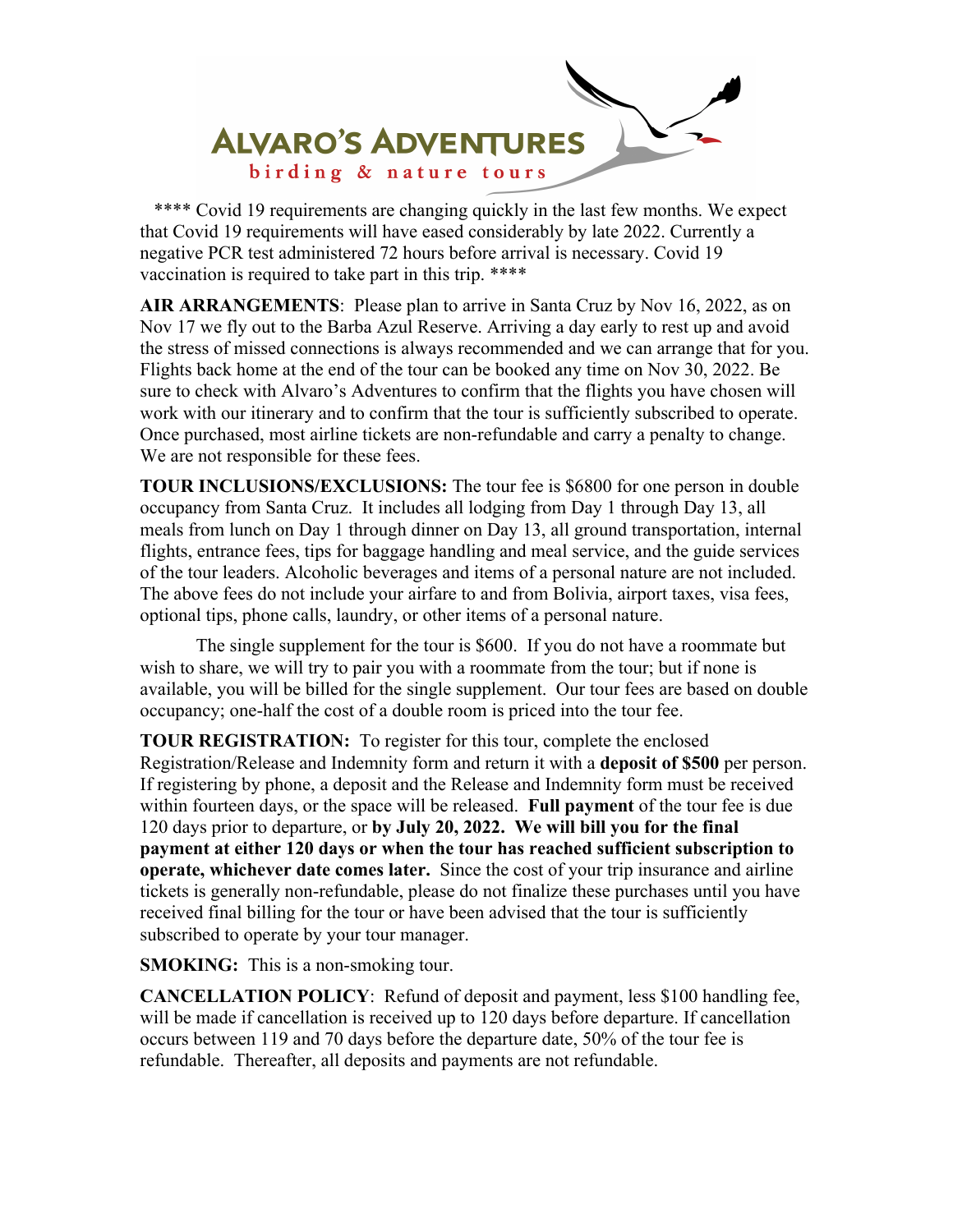# ALVARO'S ADVENTURES
birding & nature tours

**** Covid 19 requirements are changing quickly in the last few months. We expect that Covid 19 requirements will have eased considerably by late 2022. Currently a negative PCR test administered 72 hours before arrival is necessary. Covid 19 vaccination is required to take part in this trip. ****

**AIR ARRANGEMENTS**: Please plan to arrive in Santa Cruz by Nov 16, 2022, as on Nov 17 we fly out to the Barba Azul Reserve. Arriving a day early to rest up and avoid the stress of missed connections is always recommended and we can arrange that for you. Flights back home at the end of the tour can be booked any time on Nov 30, 2022. Be sure to check with Alvaro's Adventures to confirm that the flights you have chosen will work with our itinerary and to confirm that the tour is sufficiently subscribed to operate. Once purchased, most airline tickets are non-refundable and carry a penalty to change. We are not responsible for these fees.

**TOUR INCLUSIONS/EXCLUSIONS:** The tour fee is $6800 for one person in double occupancy from Santa Cruz. It includes all lodging from Day 1 through Day 13, all meals from lunch on Day 1 through dinner on Day 13, all ground transportation, internal flights, entrance fees, tips for baggage handling and meal service, and the guide services of the tour leaders. Alcoholic beverages and items of a personal nature are not included. The above fees do not include your airfare to and from Bolivia, airport taxes, visa fees, optional tips, phone calls, laundry, or other items of a personal nature.

The single supplement for the tour is $600. If you do not have a roommate but wish to share, we will try to pair you with a roommate from the tour; but if none is available, you will be billed for the single supplement. Our tour fees are based on double occupancy; one-half the cost of a double room is priced into the tour fee.

**TOUR REGISTRATION:** To register for this tour, complete the enclosed Registration/Release and Indemnity form and return it with a **deposit of $500** per person. If registering by phone, a deposit and the Release and Indemnity form must be received within fourteen days, or the space will be released. **Full payment** of the tour fee is due 120 days prior to departure, or **by July 20, 2022. We will bill you for the final payment at either 120 days or when the tour has reached sufficient subscription to operate, whichever date comes later.** Since the cost of your trip insurance and airline tickets is generally non-refundable, please do not finalize these purchases until you have received final billing for the tour or have been advised that the tour is sufficiently subscribed to operate by your tour manager.

**SMOKING:** This is a non-smoking tour.

**CANCELLATION POLICY**: Refund of deposit and payment, less $100 handling fee, will be made if cancellation is received up to 120 days before departure. If cancellation occurs between 119 and 70 days before the departure date, 50% of the tour fee is refundable. Thereafter, all deposits and payments are not refundable.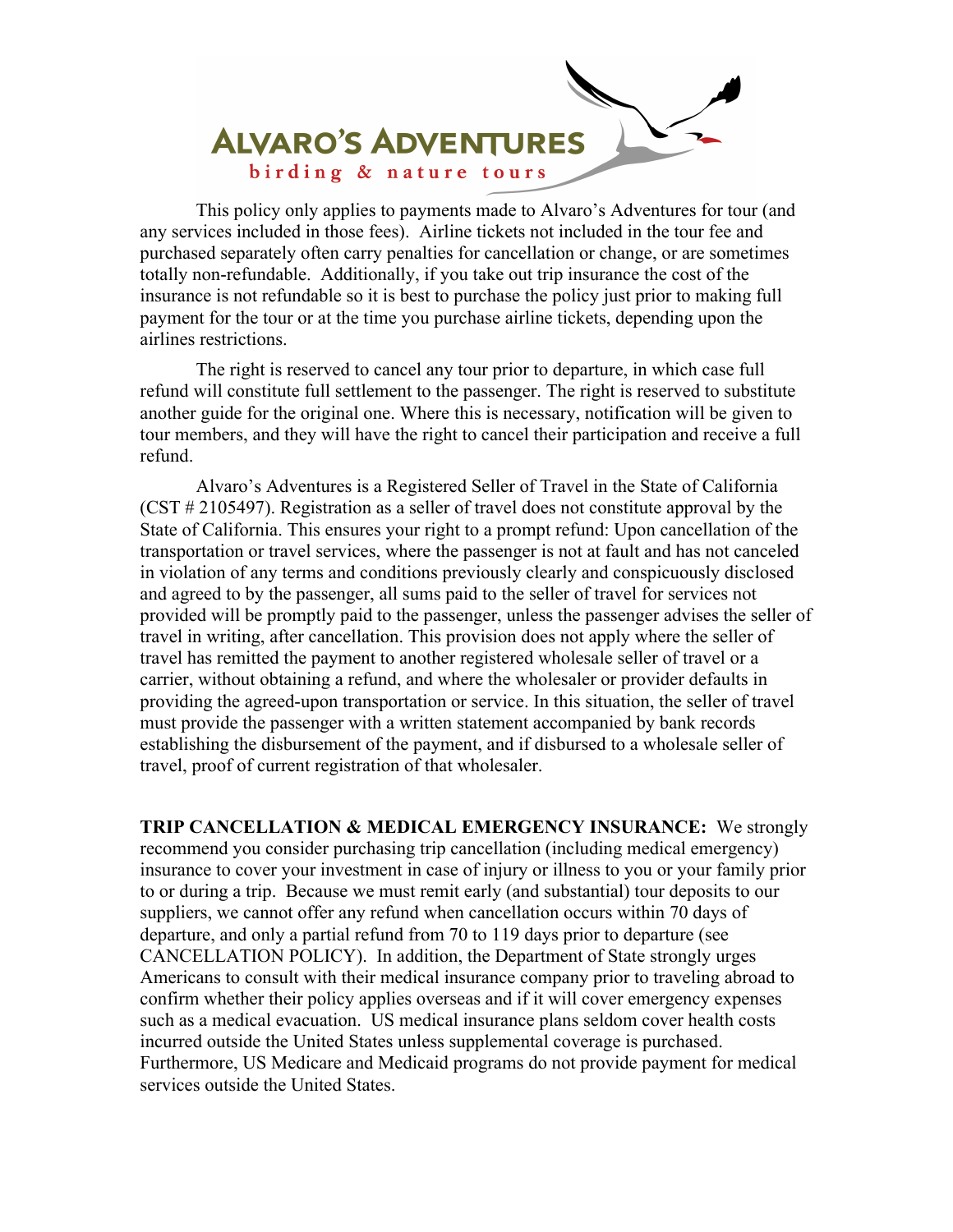**ALVARO'S ADVENTURES**
**birding & nature tours**

This policy only applies to payments made to Alvaro's Adventures for tour (and any services included in those fees). Airline tickets not included in the tour fee and purchased separately often carry penalties for cancellation or change, or are sometimes totally non-refundable. Additionally, if you take out trip insurance the cost of the insurance is not refundable so it is best to purchase the policy just prior to making full payment for the tour or at the time you purchase airline tickets, depending upon the airlines restrictions.

The right is reserved to cancel any tour prior to departure, in which case full refund will constitute full settlement to the passenger. The right is reserved to substitute another guide for the original one. Where this is necessary, notification will be given to tour members, and they will have the right to cancel their participation and receive a full refund.

Alvaro's Adventures is a Registered Seller of Travel in the State of California (CST # 2105497). Registration as a seller of travel does not constitute approval by the State of California. This ensures your right to a prompt refund: Upon cancellation of the transportation or travel services, where the passenger is not at fault and has not canceled in violation of any terms and conditions previously clearly and conspicuously disclosed and agreed to by the passenger, all sums paid to the seller of travel for services not provided will be promptly paid to the passenger, unless the passenger advises the seller of travel in writing, after cancellation. This provision does not apply where the seller of travel has remitted the payment to another registered wholesale seller of travel or a carrier, without obtaining a refund, and where the wholesaler or provider defaults in providing the agreed-upon transportation or service. In this situation, the seller of travel must provide the passenger with a written statement accompanied by bank records establishing the disbursement of the payment, and if disbursed to a wholesale seller of travel, proof of current registration of that wholesaler.

**TRIP CANCELLATION & MEDICAL EMERGENCY INSURANCE:** We strongly recommend you consider purchasing trip cancellation (including medical emergency) insurance to cover your investment in case of injury or illness to you or your family prior to or during a trip. Because we must remit early (and substantial) tour deposits to our suppliers, we cannot offer any refund when cancellation occurs within 70 days of departure, and only a partial refund from 70 to 119 days prior to departure (see CANCELLATION POLICY). In addition, the Department of State strongly urges Americans to consult with their medical insurance company prior to traveling abroad to confirm whether their policy applies overseas and if it will cover emergency expenses such as a medical evacuation. US medical insurance plans seldom cover health costs incurred outside the United States unless supplemental coverage is purchased. Furthermore, US Medicare and Medicaid programs do not provide payment for medical services outside the United States.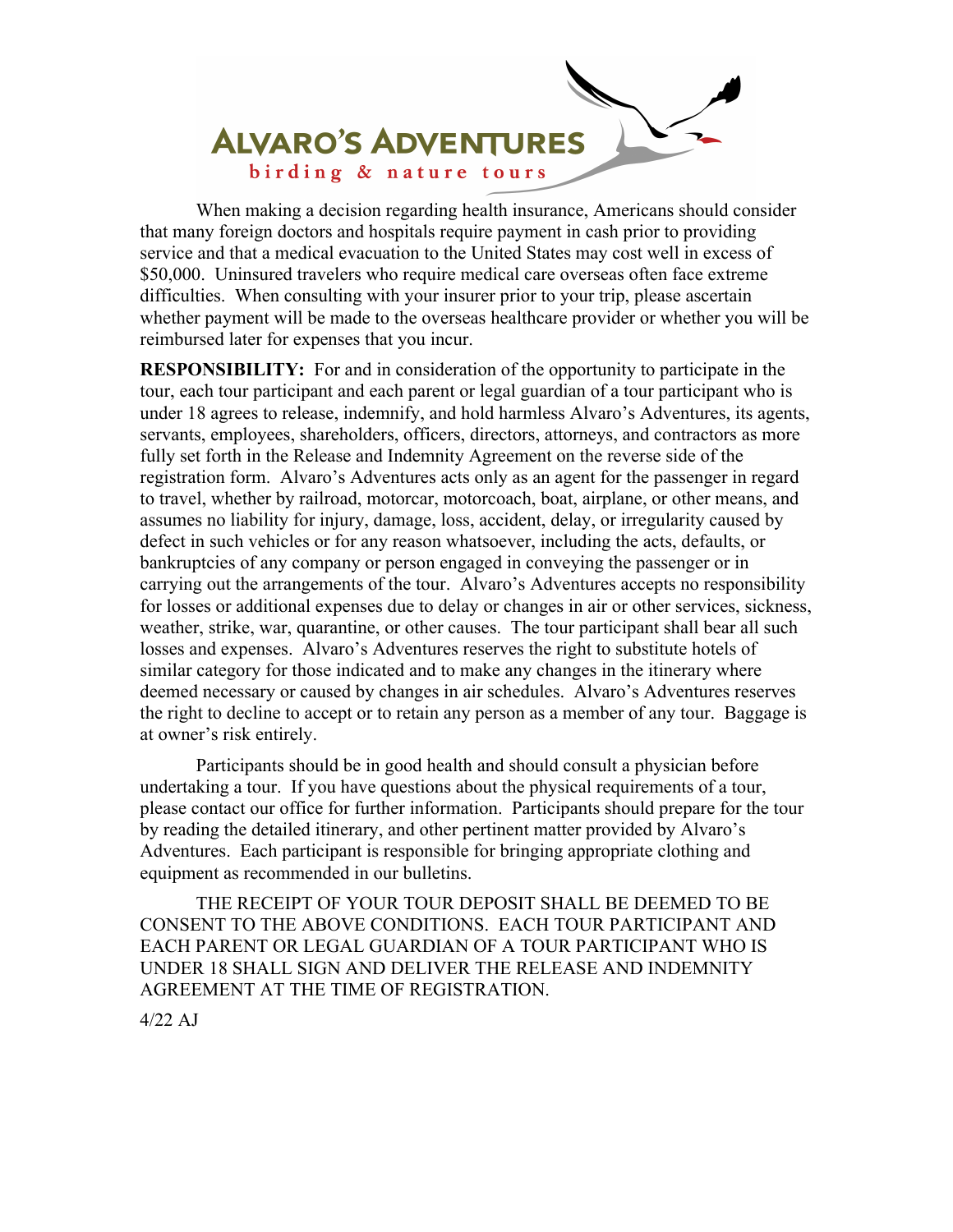ALVARO'S ADVENTURES
birding & nature tours

When making a decision regarding health insurance, Americans should consider that many foreign doctors and hospitals require payment in cash prior to providing service and that a medical evacuation to the United States may cost well in excess of $50,000. Uninsured travelers who require medical care overseas often face extreme difficulties. When consulting with your insurer prior to your trip, please ascertain whether payment will be made to the overseas healthcare provider or whether you will be reimbursed later for expenses that you incur.

**RESPONSIBILITY:** For and in consideration of the opportunity to participate in the tour, each tour participant and each parent or legal guardian of a tour participant who is under 18 agrees to release, indemnify, and hold harmless Alvaro's Adventures, its agents, servants, employees, shareholders, officers, directors, attorneys, and contractors as more fully set forth in the Release and Indemnity Agreement on the reverse side of the registration form. Alvaro's Adventures acts only as an agent for the passenger in regard to travel, whether by railroad, motorcar, motorcoach, boat, airplane, or other means, and assumes no liability for injury, damage, loss, accident, delay, or irregularity caused by defect in such vehicles or for any reason whatsoever, including the acts, defaults, or bankruptcies of any company or person engaged in conveying the passenger or in carrying out the arrangements of the tour. Alvaro's Adventures accepts no responsibility for losses or additional expenses due to delay or changes in air or other services, sickness, weather, strike, war, quarantine, or other causes. The tour participant shall bear all such losses and expenses. Alvaro's Adventures reserves the right to substitute hotels of similar category for those indicated and to make any changes in the itinerary where deemed necessary or caused by changes in air schedules. Alvaro's Adventures reserves the right to decline to accept or to retain any person as a member of any tour. Baggage is at owner's risk entirely.

Participants should be in good health and should consult a physician before undertaking a tour. If you have questions about the physical requirements of a tour, please contact our office for further information. Participants should prepare for the tour by reading the detailed itinerary, and other pertinent matter provided by Alvaro's Adventures. Each participant is responsible for bringing appropriate clothing and equipment as recommended in our bulletins.

THE RECEIPT OF YOUR TOUR DEPOSIT SHALL BE DEEMED TO BE CONSENT TO THE ABOVE CONDITIONS. EACH TOUR PARTICIPANT AND EACH PARENT OR LEGAL GUARDIAN OF A TOUR PARTICIPANT WHO IS UNDER 18 SHALL SIGN AND DELIVER THE RELEASE AND INDEMNITY AGREEMENT AT THE TIME OF REGISTRATION.

4/22 AJ